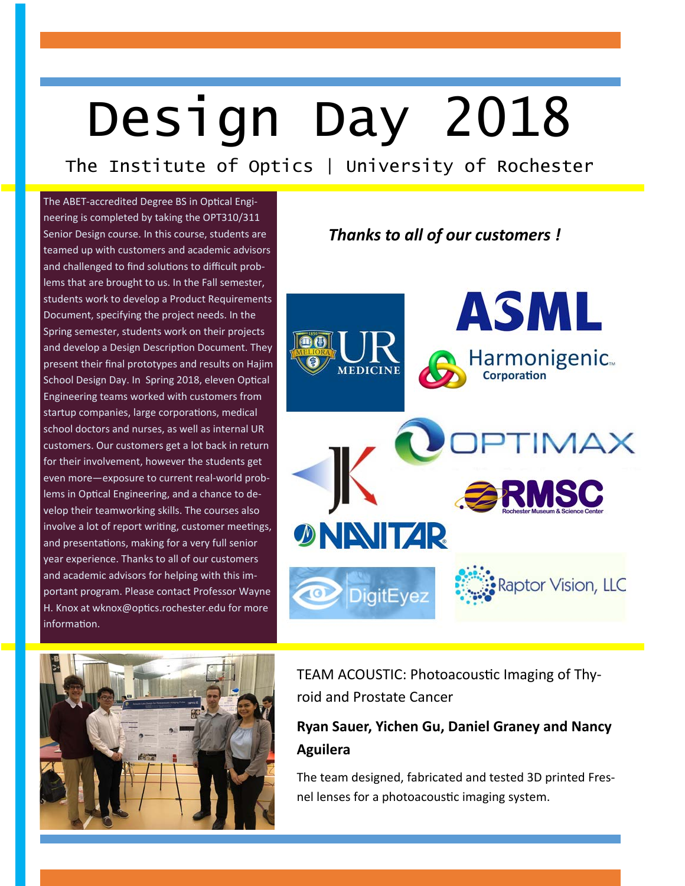# Design Day 2018

The Institute of Optics | University of Rochester

The ABET-accredited Degree BS in Optical Engineering is completed by taking the OPT310/311 Senior Design course. In this course, students are teamed up with customers and academic advisors and challenged to find solutions to difficult problems that are brought to us. In the Fall semester, students work to develop a Product Requirements Document, specifying the project needs. In the Spring semester, students work on their projects and develop a Design Description Document. They present their final prototypes and results on Hajim School Design Day. In Spring 2018, eleven Optical Engineering teams worked with customers from startup companies, large corporations, medical school doctors and nurses, as well as internal UR customers. Our customers get a lot back in return for their involvement, however the students get even more—exposure to current real-world problems in Optical Engineering, and a chance to develop their teamworking skills. The courses also involve a lot of report writing, customer meetings, and presentations, making for a very full senior year experience. Thanks to all of our customers and academic advisors for helping with this important program. Please contact Professor Wayne H. Knox at wknox@optics.rochester.edu for more information.

***Thanks to all of our customers !***

UR Medicine
ASML
Harmonigenic Corporation
Optimax
RMSC Rochester Museum & Science Center
Navitar
DigitEyez
Raptor Vision, LLC

TEAM ACOUSTIC: Photoacoustic Imaging of Thyroid and Prostate Cancer

**Ryan Sauer, Yichen Gu, Daniel Graney and Nancy Aguilera**

The team designed, fabricated and tested 3D printed Fresnel lenses for a photoacoustic imaging system.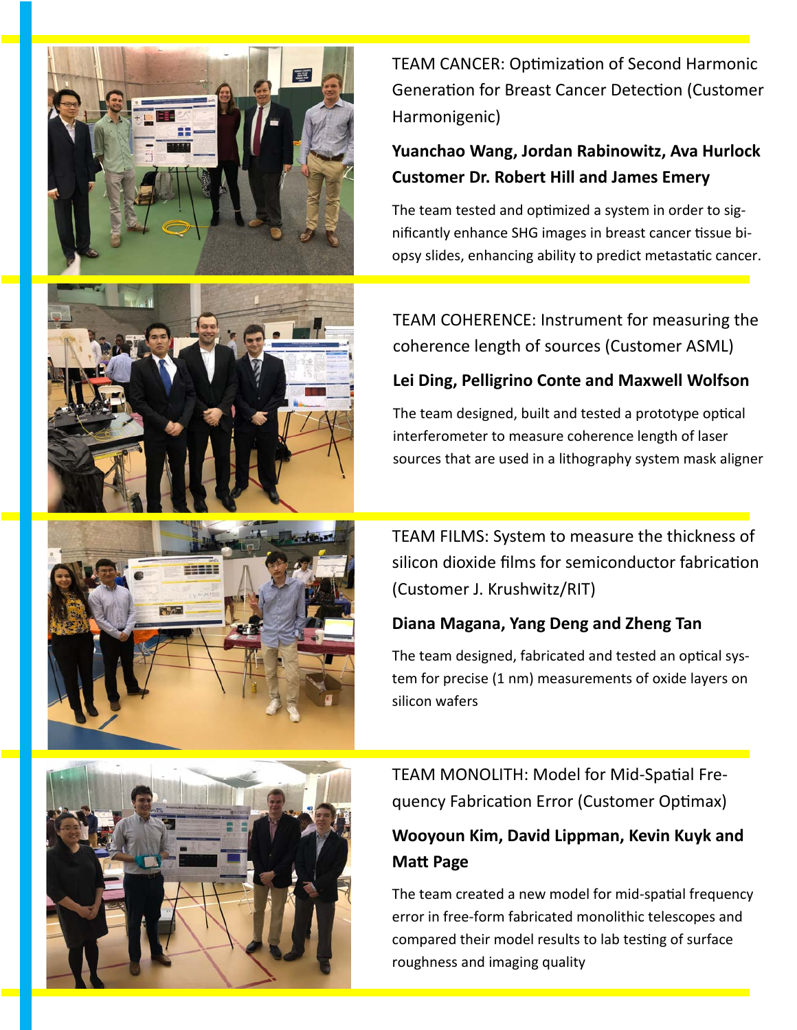TEAM CANCER: Optimization of Second Harmonic Generation for Breast Cancer Detection (Customer Harmonigenic)

**Yuanchao Wang, Jordan Rabinowitz, Ava Hurlock**
**Customer Dr. Robert Hill and James Emery**

The team tested and optimized a system in order to significantly enhance SHG images in breast cancer tissue biopsy slides, enhancing ability to predict metastatic cancer.

TEAM COHERENCE: Instrument for measuring the coherence length of sources (Customer ASML)

**Lei Ding, Pelligrino Conte and Maxwell Wolfson**

The team designed, built and tested a prototype optical interferometer to measure coherence length of laser sources that are used in a lithography system mask aligner

TEAM FILMS: System to measure the thickness of silicon dioxide films for semiconductor fabrication (Customer J. Krushwitz/RIT)

**Diana Magana, Yang Deng and Zheng Tan**

The team designed, fabricated and tested an optical system for precise (1 nm) measurements of oxide layers on silicon wafers

TEAM MONOLITH: Model for Mid-Spatial Frequency Fabrication Error (Customer Optimax)

**Wooyoun Kim, David Lippman, Kevin Kuyk and Matt Page**

The team created a new model for mid-spatial frequency error in free-form fabricated monolithic telescopes and compared their model results to lab testing of surface roughness and imaging quality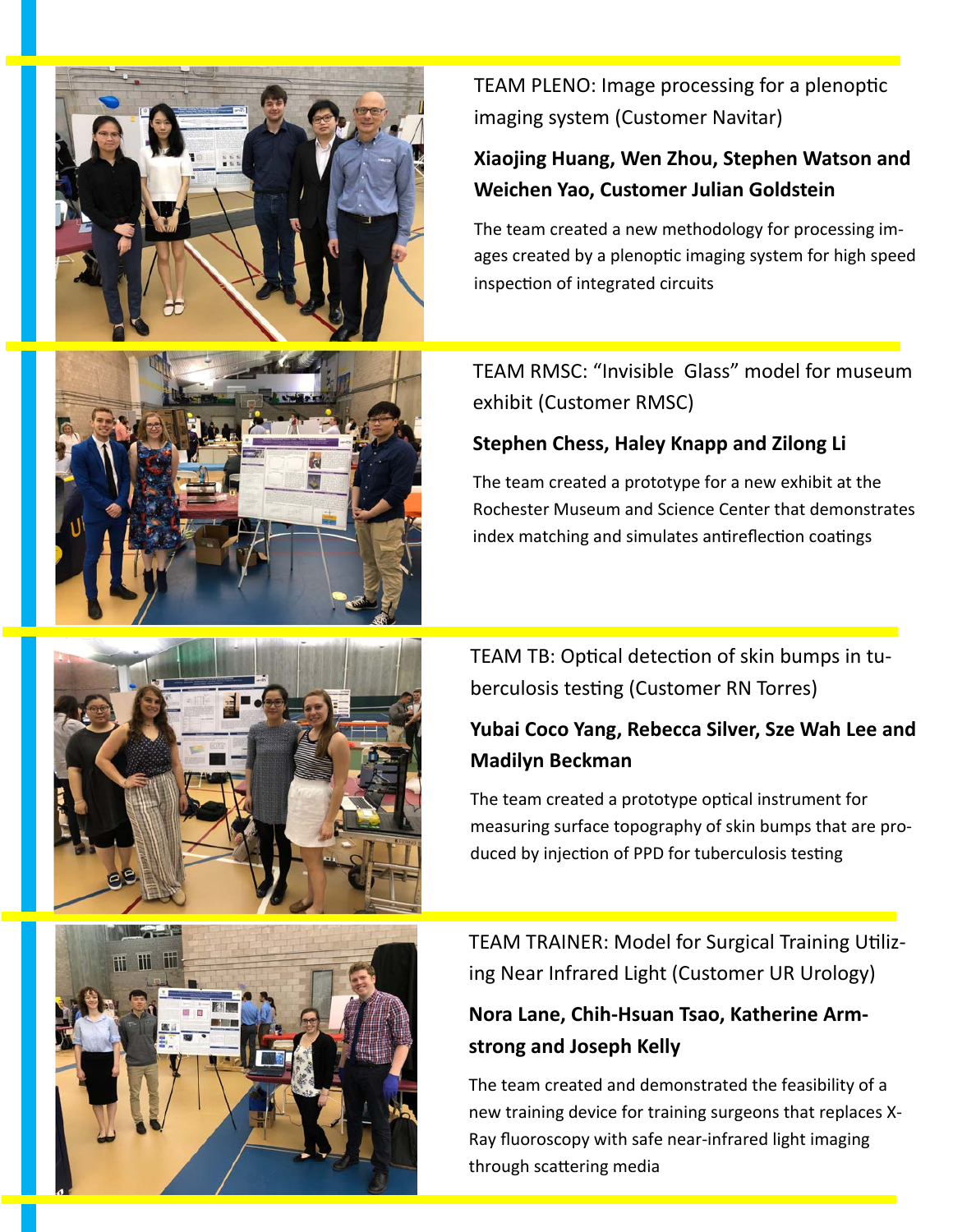TEAM PLENO: Image processing for a plenoptic imaging system (Customer Navitar)

**Xiaojing Huang, Wen Zhou, Stephen Watson and Weichen Yao, Customer Julian Goldstein**

The team created a new methodology for processing images created by a plenoptic imaging system for high speed inspection of integrated circuits

TEAM RMSC: "Invisible Glass" model for museum exhibit (Customer RMSC)

**Stephen Chess, Haley Knapp and Zilong Li**

The team created a prototype for a new exhibit at the Rochester Museum and Science Center that demonstrates index matching and simulates antireflection coatings

TEAM TB: Optical detection of skin bumps in tuberculosis testing (Customer RN Torres)

**Yubai Coco Yang, Rebecca Silver, Sze Wah Lee and Madilyn Beckman**

The team created a prototype optical instrument for measuring surface topography of skin bumps that are produced by injection of PPD for tuberculosis testing

TEAM TRAINER: Model for Surgical Training Utilizing Near Infrared Light (Customer UR Urology)

**Nora Lane, Chih-Hsuan Tsao, Katherine Armstrong and Joseph Kelly**

The team created and demonstrated the feasibility of a new training device for training surgeons that replaces X-Ray fluoroscopy with safe near-infrared light imaging through scattering media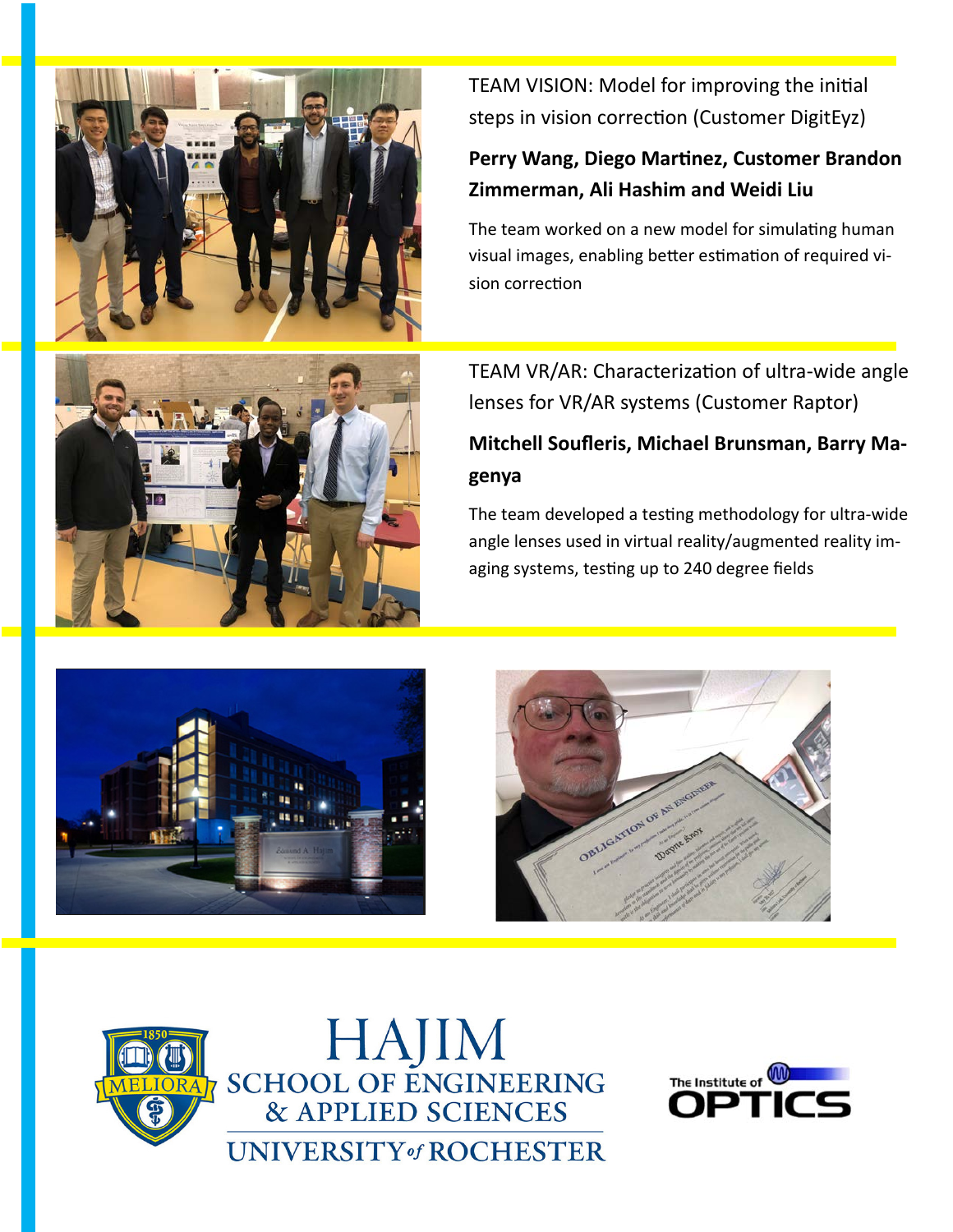TEAM VISION: Model for improving the initial steps in vision correction (Customer DigitEyz)

**Perry Wang, Diego Martinez, Customer Brandon Zimmerman, Ali Hashim and Weidi Liu**

The team worked on a new model for simulating human visual images, enabling better estimation of required vision correction

TEAM VR/AR: Characterization of ultra-wide angle lenses for VR/AR systems (Customer Raptor)

**Mitchell Soufleris, Michael Brunsman, Barry Magenya**

The team developed a testing methodology for ultra-wide angle lenses used in virtual reality/augmented reality imaging systems, testing up to 240 degree fields